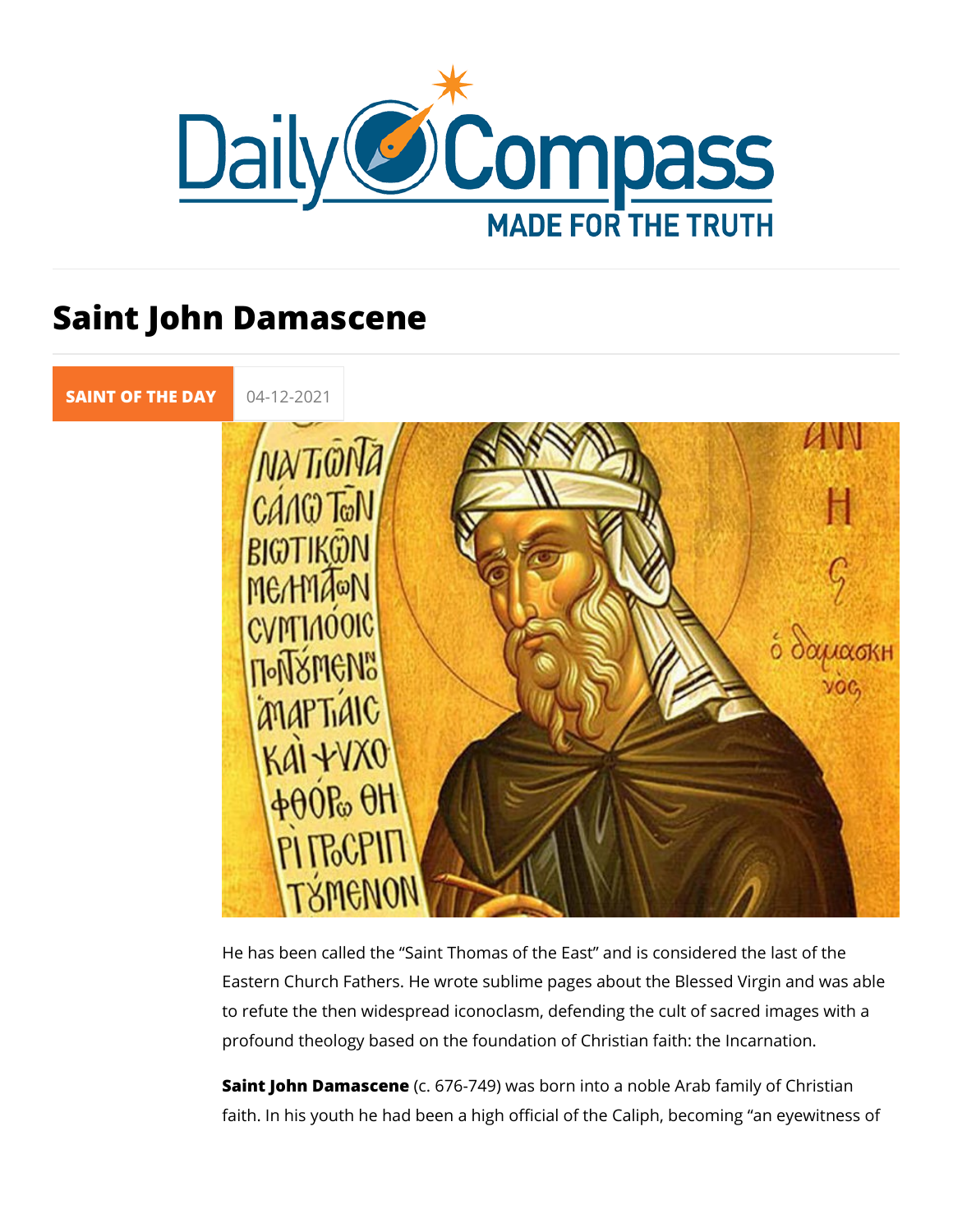# Saint John Damascene

SAINT OF THE DAY 04-12-2021

He has been called the “Saint Thomas of the East” and is considered the last of the Eastern Church Fathers. He wrote sublime pages about the Blessed Virgin and was able to refute the then widespread iconoclasm, defending the cult of sacred images with a profound theology based on the foundation of Christian faith: the Incarnation.

**Saint John Damascene** (c. 676-749) was born into a noble Arab family of Christian faith. In his youth he had been a high official of the Caliph, becoming “an eyewitness of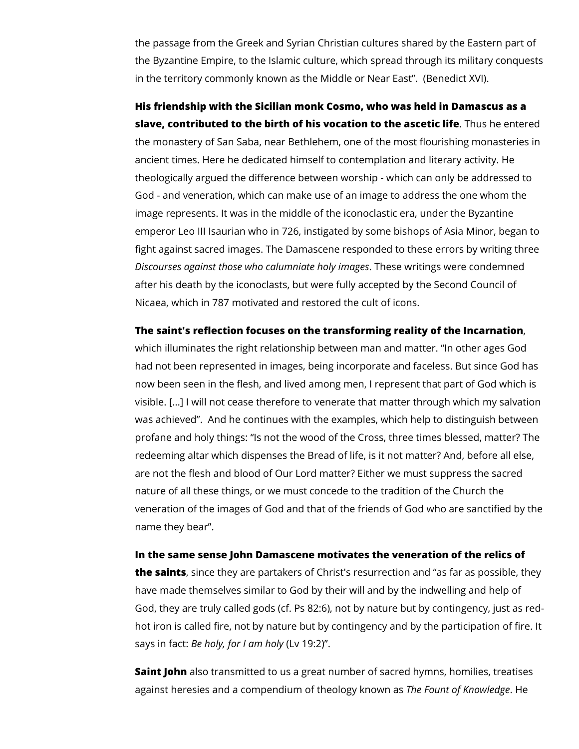the passage from the Greek and Syrian Christian cultures shared by the Eastern part of the Byzantine Empire, to the Islamic culture, which spread through its military conquests in the territory commonly known as the Middle or Near East". (Benedict XVI).

**His friendship with the Sicilian monk Cosmo, who was held in Damascus as a slave, contributed to the birth of his vocation to the ascetic life**. Thus he entered the monastery of San Saba, near Bethlehem, one of the most flourishing monasteries in ancient times. Here he dedicated himself to contemplation and literary activity. He theologically argued the difference between worship - which can only be addressed to God - and veneration, which can make use of an image to address the one whom the image represents. It was in the middle of the iconoclastic era, under the Byzantine emperor Leo III Isaurian who in 726, instigated by some bishops of Asia Minor, began to fight against sacred images. The Damascene responded to these errors by writing three *Discourses against those who calumniate holy images*. These writings were condemned after his death by the iconoclasts, but were fully accepted by the Second Council of Nicaea, which in 787 motivated and restored the cult of icons.

**The saint's reflection focuses on the transforming reality of the Incarnation**, which illuminates the right relationship between man and matter. "In other ages God had not been represented in images, being incorporate and faceless. But since God has now been seen in the flesh, and lived among men, I represent that part of God which is visible. [...] I will not cease therefore to venerate that matter through which my salvation was achieved". And he continues with the examples, which help to distinguish between profane and holy things: "Is not the wood of the Cross, three times blessed, matter? The redeeming altar which dispenses the Bread of life, is it not matter? And, before all else, are not the flesh and blood of Our Lord matter? Either we must suppress the sacred nature of all these things, or we must concede to the tradition of the Church the veneration of the images of God and that of the friends of God who are sanctified by the name they bear".

**In the same sense John Damascene motivates the veneration of the relics of the saints**, since they are partakers of Christ's resurrection and "as far as possible, they have made themselves similar to God by their will and by the indwelling and help of God, they are truly called gods (cf. Ps 82:6), not by nature but by contingency, just as red-hot iron is called fire, not by nature but by contingency and by the participation of fire. It says in fact: *Be holy, for I am holy* (Lv 19:2)".

**Saint John** also transmitted to us a great number of sacred hymns, homilies, treatises against heresies and a compendium of theology known as *The Fount of Knowledge*. He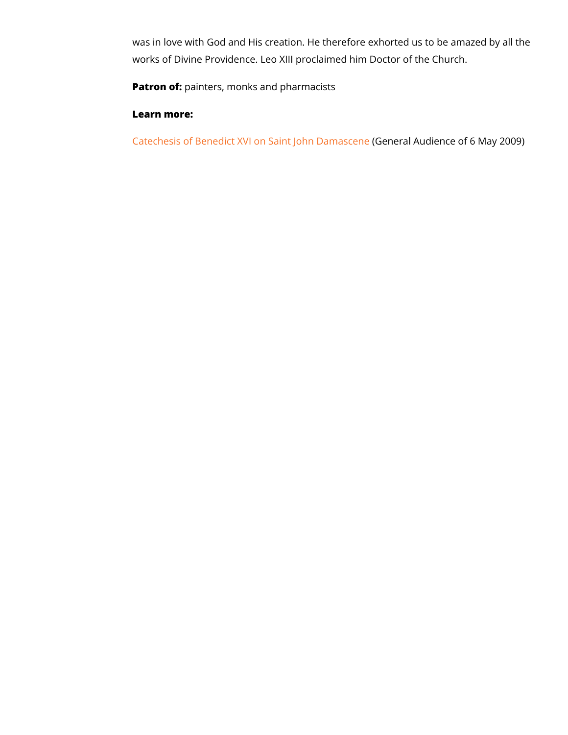was in love with God and His creation. He therefore exhorted us to be amazed by all the works of Divine Providence. Leo XIII proclaimed him Doctor of the Church.

**Patron of:** painters, monks and pharmacists

**Learn more:**

Catechesis of Benedict XVI on Saint John Damascene (General Audience of 6 May 2009)